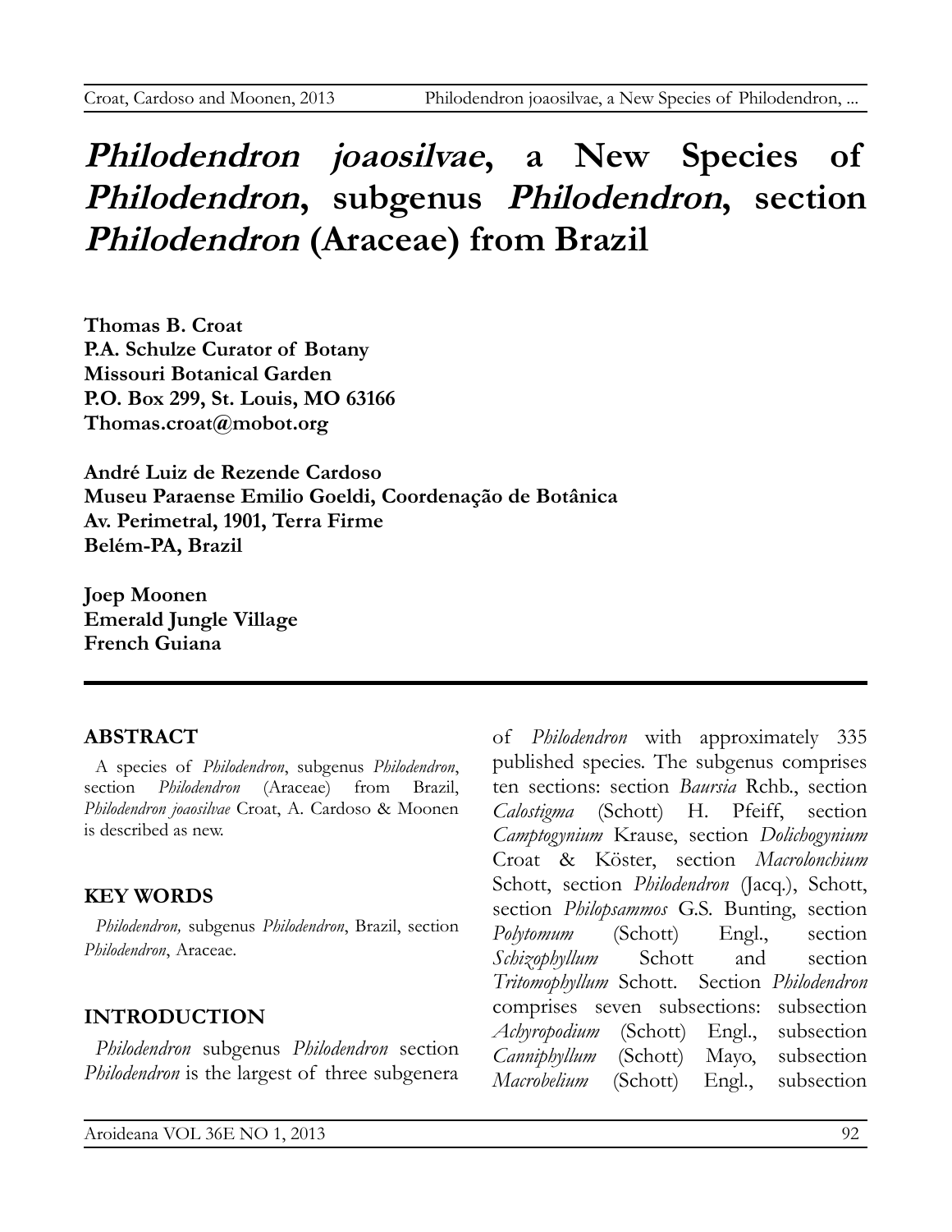# *Philodendron joaosilvae*, a New Species of *Philodendron*, subgenus *Philodendron*, section *Philodendron* (Araceae) from Brazil

**Thomas B. Croat**
**P.A. Schulze Curator of Botany**
**Missouri Botanical Garden**
**P.O. Box 299, St. Louis, MO 63166**
**Thomas.croat@mobot.org**

**André Luiz de Rezende Cardoso**
**Museu Paraense Emilio Goeldi, Coordenação de Botânica**
**Av. Perimetral, 1901, Terra Firme**
**Belém-PA, Brazil**

**Joep Moonen**
**Emerald Jungle Village**
**French Guiana**

## ABSTRACT

A species of *Philodendron*, subgenus *Philodendron*, section *Philodendron* (Araceae) from Brazil, *Philodendron joaosilvae* Croat, A. Cardoso & Moonen is described as new.

## KEY WORDS

*Philodendron,* subgenus *Philodendron*, Brazil, section *Philodendron*, Araceae.

## INTRODUCTION

*Philodendron* subgenus *Philodendron* section *Philodendron* is the largest of three subgenera of *Philodendron* with approximately 335 published species. The subgenus comprises ten sections: section *Baursia* Rchb., section *Calostigma* (Schott) H. Pfeiff, section *Camptogynium* Krause, section *Dolichogynium* Croat & Köster, section *Macrolonchium* Schott, section *Philodendron* (Jacq.), Schott, section *Philopsammos* G.S. Bunting, section *Polytomum* (Schott) Engl., section *Schizophyllum* Schott and section *Tritomophyllum* Schott. Section *Philodendron* comprises seven subsections: subsection *Achyropodium* (Schott) Engl., subsection *Canniphyllum* (Schott) Mayo, subsection *Macrobelium* (Schott) Engl., subsection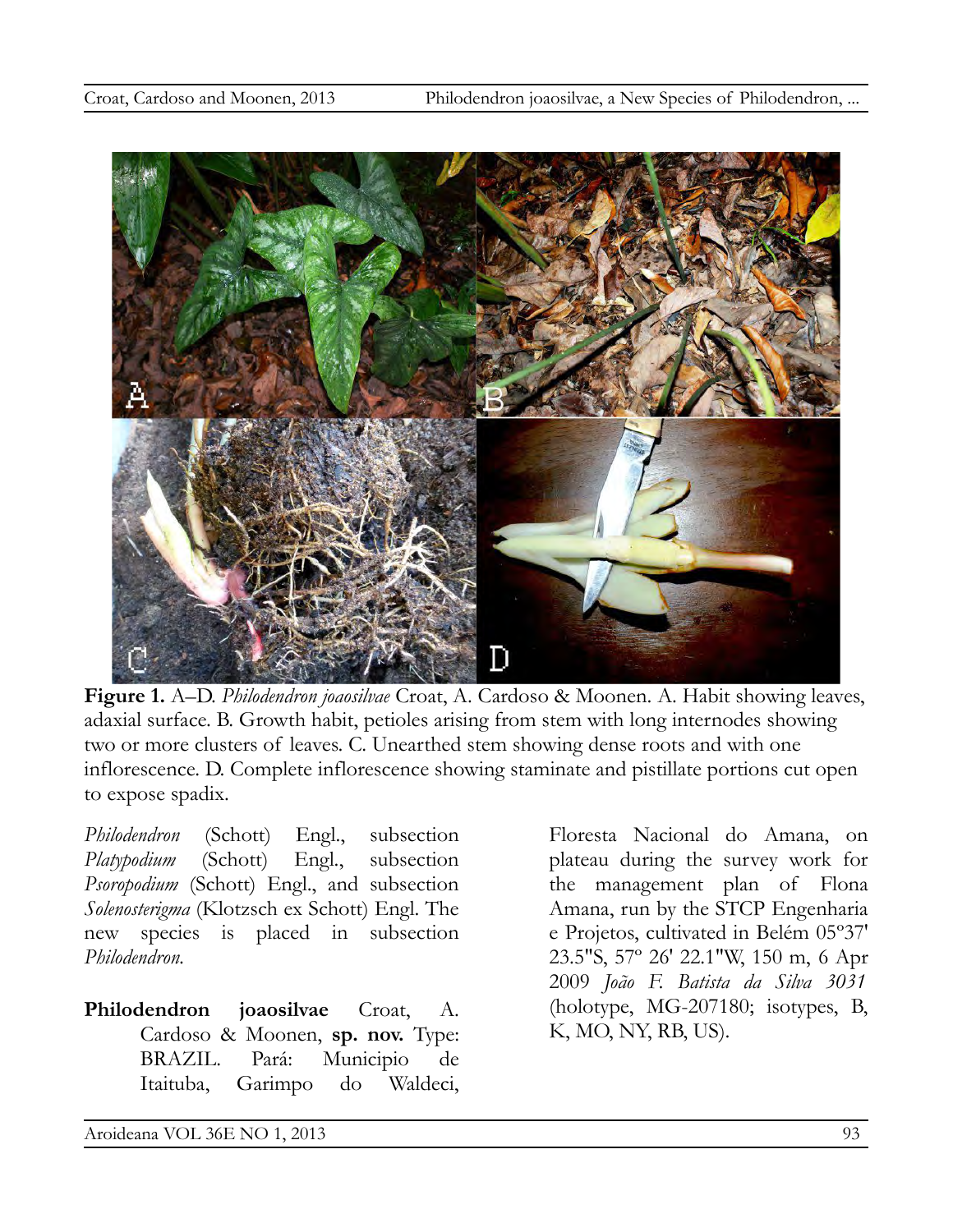**Figure 1.** A–D. *Philodendron joaosilvae* Croat, A. Cardoso & Moonen. A. Habit showing leaves, adaxial surface. B. Growth habit, petioles arising from stem with long internodes showing two or more clusters of leaves. C. Unearthed stem showing dense roots and with one inflorescence. D. Complete inflorescence showing staminate and pistillate portions cut open to expose spadix.

*Philodendron* (Schott) Engl., subsection *Platypodium* (Schott) Engl., subsection *Psoropodium* (Schott) Engl., and subsection *Solenosterigma* (Klotzsch ex Schott) Engl. The new species is placed in subsection *Philodendron.*

**Philodendron joaosilvae** Croat, A. Cardoso & Moonen, **sp. nov.** Type: BRAZIL. Pará: Municipio de Itaituba, Garimpo do Waldeci, Floresta Nacional do Amana, on plateau during the survey work for the management plan of Flona Amana, run by the STCP Engenharia e Projetos, cultivated in Belém 05°37' 23.5"S, 57° 26' 22.1"W, 150 m, 6 Apr 2009 *João F. Batista da Silva 3031* (holotype, MG-207180; isotypes, B, K, MO, NY, RB, US).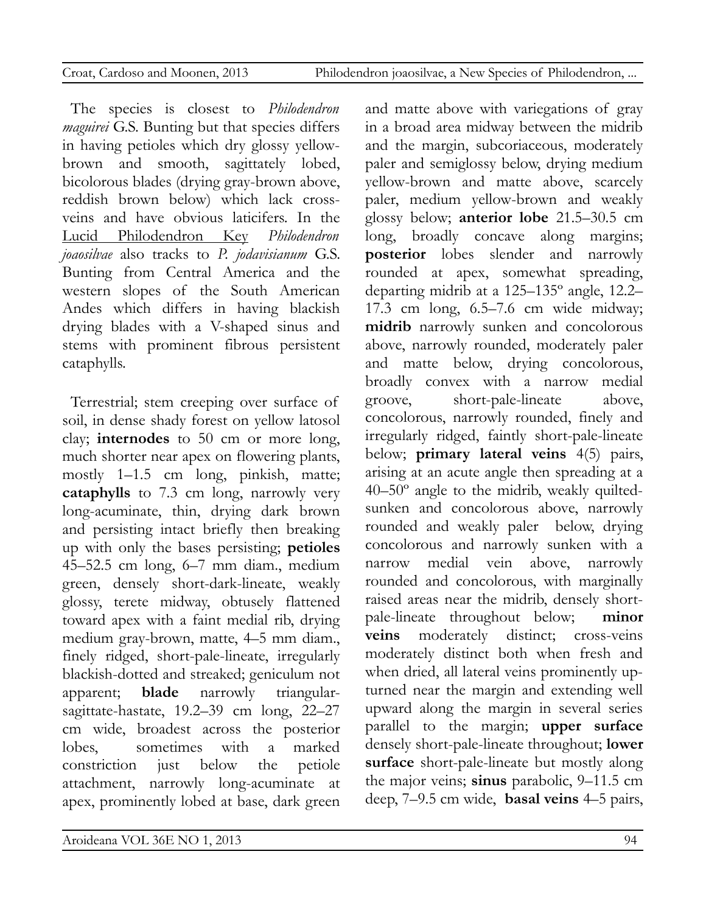The species is closest to *Philodendron maguirei* G.S. Bunting but that species differs in having petioles which dry glossy yellow-brown and smooth, sagittately lobed, bicolorous blades (drying gray-brown above, reddish brown below) which lack cross-veins and have obvious laticifers. In the Lucid Philodendron Key *Philodendron joaosilvae* also tracks to *P. jodavisianum* G.S. Bunting from Central America and the western slopes of the South American Andes which differs in having blackish drying blades with a V-shaped sinus and stems with prominent fibrous persistent cataphylls.

Terrestrial; stem creeping over surface of soil, in dense shady forest on yellow latosol clay; **internodes** to 50 cm or more long, much shorter near apex on flowering plants, mostly 1–1.5 cm long, pinkish, matte; **cataphylls** to 7.3 cm long, narrowly very long-acuminate, thin, drying dark brown and persisting intact briefly then breaking up with only the bases persisting; **petioles** 45–52.5 cm long, 6–7 mm diam., medium green, densely short-dark-lineate, weakly glossy, terete midway, obtusely flattened toward apex with a faint medial rib, drying medium gray-brown, matte, 4–5 mm diam., finely ridged, short-pale-lineate, irregularly blackish-dotted and streaked; geniculum not apparent; **blade** narrowly triangular-sagittate-hastate, 19.2–39 cm long, 22–27 cm wide, broadest across the posterior lobes, sometimes with a marked constriction just below the petiole attachment, narrowly long-acuminate at apex, prominently lobed at base, dark green and matte above with variegations of gray in a broad area midway between the midrib and the margin, subcoriaceous, moderately paler and semiglossy below, drying medium yellow-brown and matte above, scarcely paler, medium yellow-brown and weakly glossy below; **anterior lobe** 21.5–30.5 cm long, broadly concave along margins; **posterior** lobes slender and narrowly rounded at apex, somewhat spreading, departing midrib at a 125–135º angle, 12.2–17.3 cm long, 6.5–7.6 cm wide midway; **midrib** narrowly sunken and concolorous above, narrowly rounded, moderately paler and matte below, drying concolorous, broadly convex with a narrow medial groove, short-pale-lineate above, concolorous, narrowly rounded, finely and irregularly ridged, faintly short-pale-lineate below; **primary lateral veins** 4(5) pairs, arising at an acute angle then spreading at a 40–50º angle to the midrib, weakly quilted-sunken and concolorous above, narrowly rounded and weakly paler below, drying concolorous and narrowly sunken with a narrow medial vein above, narrowly rounded and concolorous, with marginally raised areas near the midrib, densely short-pale-lineate throughout below; **minor veins** moderately distinct; cross-veins moderately distinct both when fresh and when dried, all lateral veins prominently up-turned near the margin and extending well upward along the margin in several series parallel to the margin; **upper surface** densely short-pale-lineate throughout; **lower surface** short-pale-lineate but mostly along the major veins; **sinus** parabolic, 9–11.5 cm deep, 7–9.5 cm wide, **basal veins** 4–5 pairs,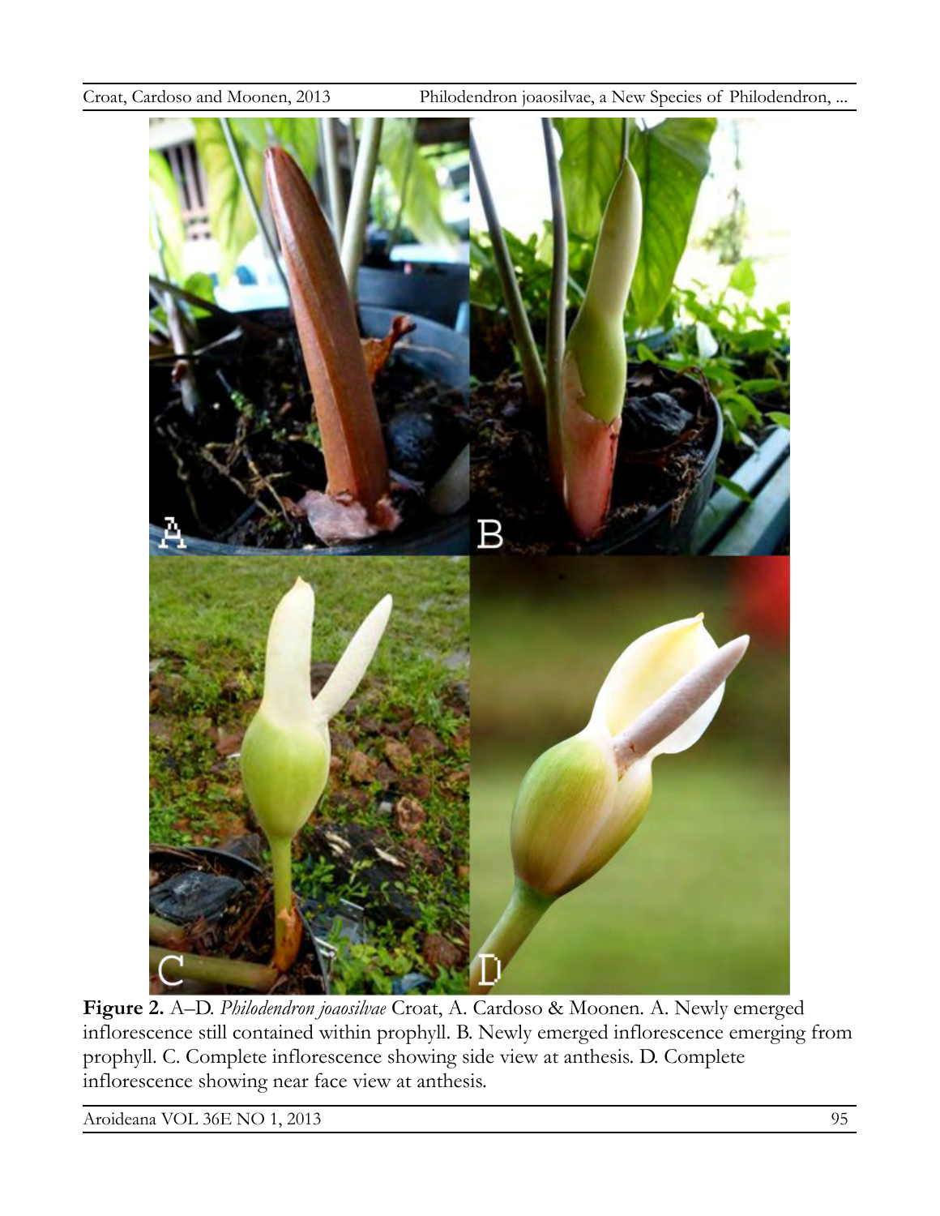**Figure 2.** A–D. *Philodendron joaosilvae* Croat, A. Cardoso & Moonen. A. Newly emerged inflorescence still contained within prophyll. B. Newly emerged inflorescence emerging from prophyll. C. Complete inflorescence showing side view at anthesis. D. Complete inflorescence showing near face view at anthesis.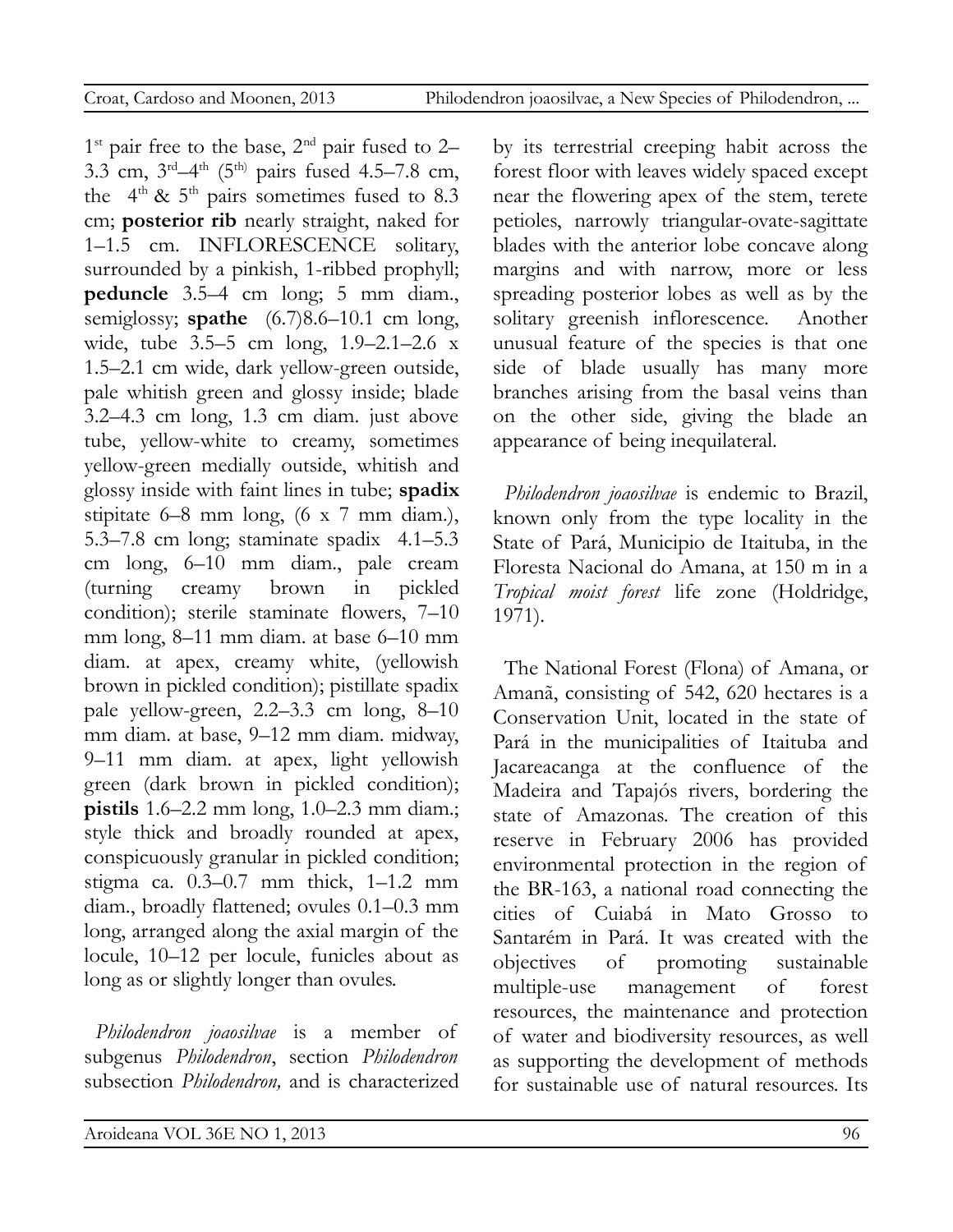1st pair free to the base, 2nd pair fused to 2–3.3 cm, 3rd–4th (5th) pairs fused 4.5–7.8 cm, the 4th & 5th pairs sometimes fused to 8.3 cm; **posterior rib** nearly straight, naked for 1–1.5 cm. INFLORESCENCE solitary, surrounded by a pinkish, 1-ribbed prophyll; **peduncle** 3.5–4 cm long; 5 mm diam., semiglossy; **spathe** (6.7)8.6–10.1 cm long, wide, tube 3.5–5 cm long, 1.9–2.1–2.6 x 1.5–2.1 cm wide, dark yellow-green outside, pale whitish green and glossy inside; blade 3.2–4.3 cm long, 1.3 cm diam. just above tube, yellow-white to creamy, sometimes yellow-green medially outside, whitish and glossy inside with faint lines in tube; **spadix** stipitate 6–8 mm long, (6 x 7 mm diam.), 5.3–7.8 cm long; staminate spadix 4.1–5.3 cm long, 6–10 mm diam., pale cream (turning creamy brown in pickled condition); sterile staminate flowers, 7–10 mm long, 8–11 mm diam. at base 6–10 mm diam. at apex, creamy white, (yellowish brown in pickled condition); pistillate spadix pale yellow-green, 2.2–3.3 cm long, 8–10 mm diam. at base, 9–12 mm diam. midway, 9–11 mm diam. at apex, light yellowish green (dark brown in pickled condition); **pistils** 1.6–2.2 mm long, 1.0–2.3 mm diam.; style thick and broadly rounded at apex, conspicuously granular in pickled condition; stigma ca. 0.3–0.7 mm thick, 1–1.2 mm diam., broadly flattened; ovules 0.1–0.3 mm long, arranged along the axial margin of the locule, 10–12 per locule, funicles about as long as or slightly longer than ovules.

*Philodendron joaosilvae* is a member of subgenus *Philodendron*, section *Philodendron* subsection *Philodendron,* and is characterized by its terrestrial creeping habit across the forest floor with leaves widely spaced except near the flowering apex of the stem, terete petioles, narrowly triangular-ovate-sagittate blades with the anterior lobe concave along margins and with narrow, more or less spreading posterior lobes as well as by the solitary greenish inflorescence. Another unusual feature of the species is that one side of blade usually has many more branches arising from the basal veins than on the other side, giving the blade an appearance of being inequilateral.

*Philodendron joaosilvae* is endemic to Brazil, known only from the type locality in the State of Pará, Municipio de Itaituba, in the Floresta Nacional do Amana, at 150 m in a *Tropical moist forest* life zone (Holdridge, 1971).

The National Forest (Flona) of Amana, or Amanã, consisting of 542, 620 hectares is a Conservation Unit, located in the state of Pará in the municipalities of Itaituba and Jacareacanga at the confluence of the Madeira and Tapajós rivers, bordering the state of Amazonas. The creation of this reserve in February 2006 has provided environmental protection in the region of the BR-163, a national road connecting the cities of Cuiabá in Mato Grosso to Santarém in Pará. It was created with the objectives of promoting sustainable multiple-use management of forest resources, the maintenance and protection of water and biodiversity resources, as well as supporting the development of methods for sustainable use of natural resources. Its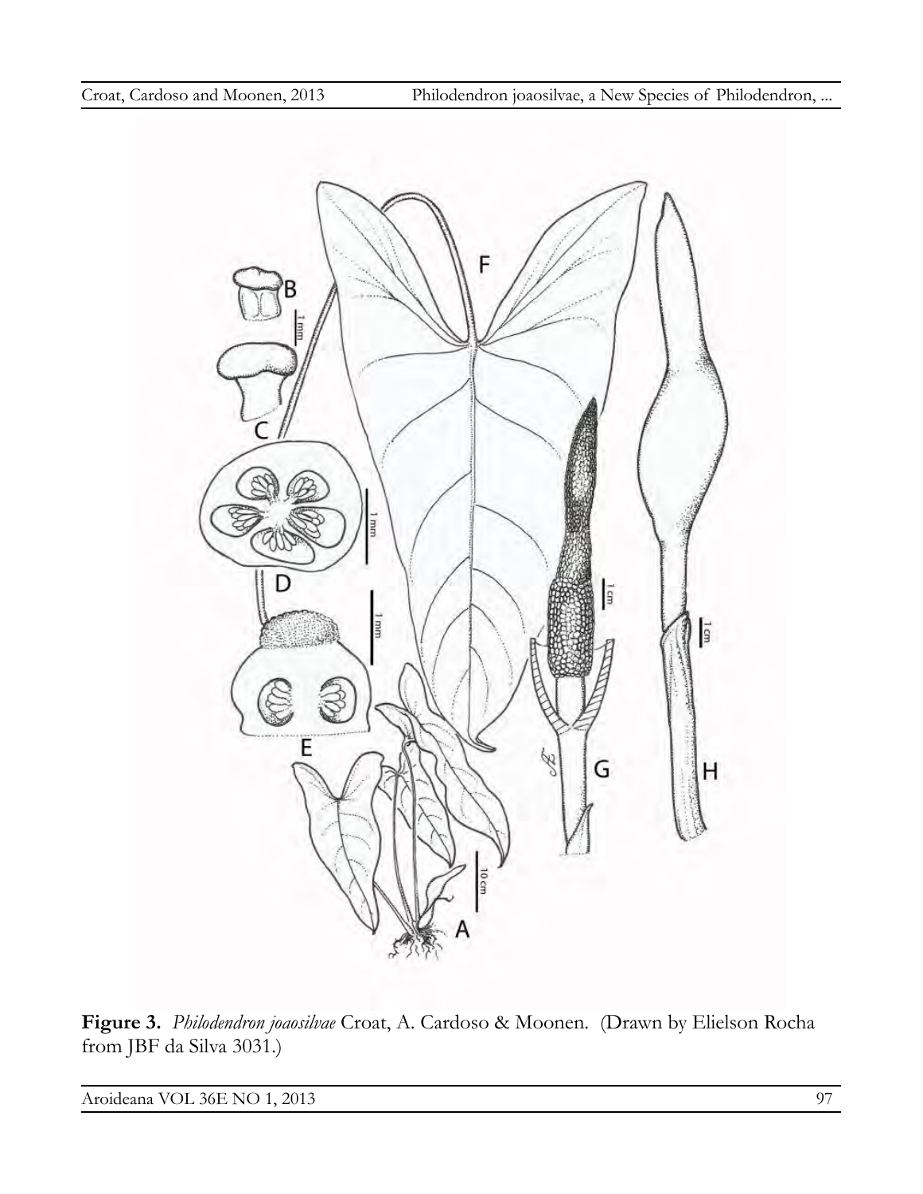**Figure 3.** *Philodendron joaosilvae* Croat, A. Cardoso & Moonen. (Drawn by Elielson Rocha from JBF da Silva 3031.)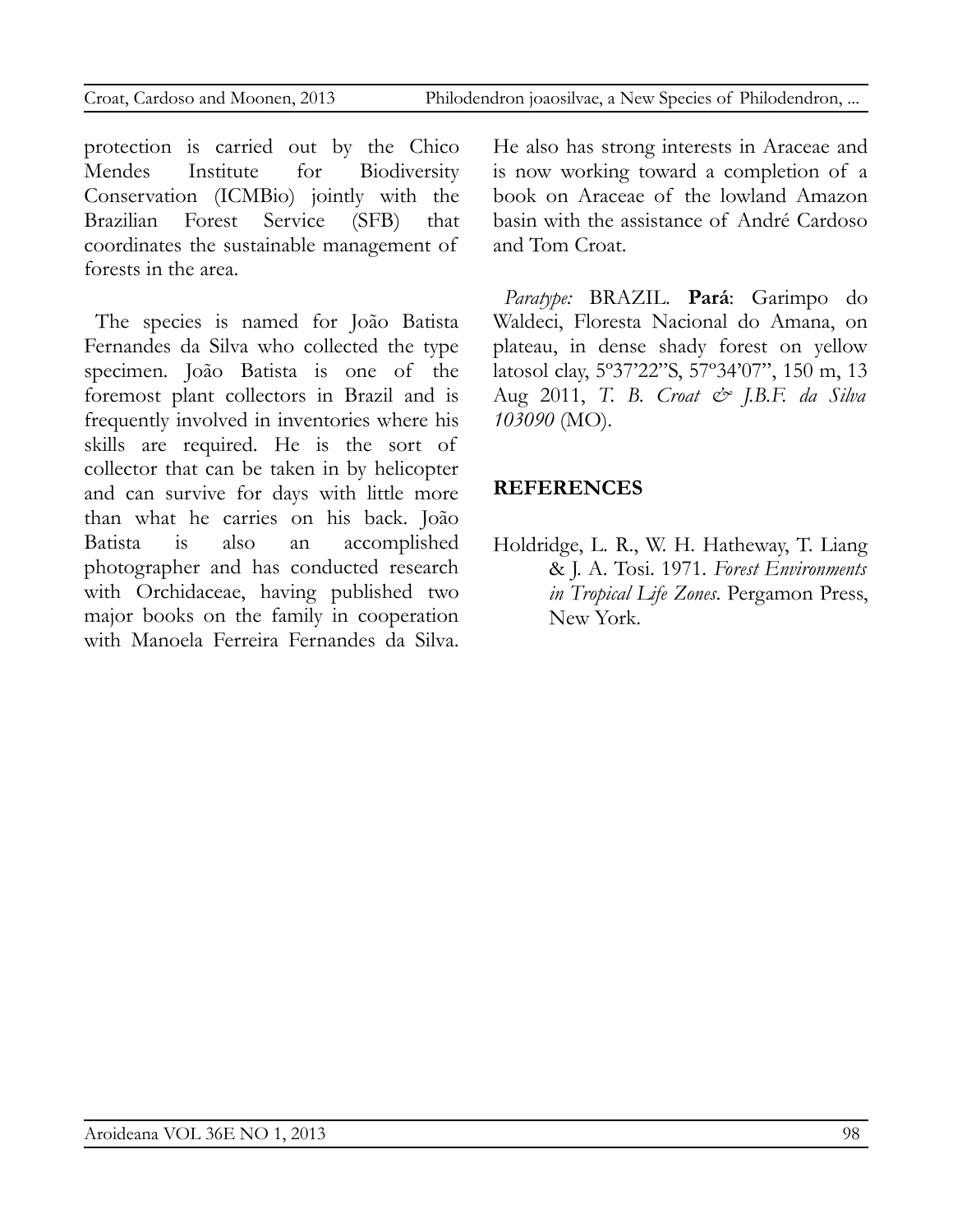protection is carried out by the Chico Mendes Institute for Biodiversity Conservation (ICMBio) jointly with the Brazilian Forest Service (SFB) that coordinates the sustainable management of forests in the area.

The species is named for João Batista Fernandes da Silva who collected the type specimen. João Batista is one of the foremost plant collectors in Brazil and is frequently involved in inventories where his skills are required. He is the sort of collector that can be taken in by helicopter and can survive for days with little more than what he carries on his back. João Batista is also an accomplished photographer and has conducted research with Orchidaceae, having published two major books on the family in cooperation with Manoela Ferreira Fernandes da Silva. He also has strong interests in Araceae and is now working toward a completion of a book on Araceae of the lowland Amazon basin with the assistance of André Cardoso and Tom Croat.

*Paratype:* BRAZIL. **Pará**: Garimpo do Waldeci, Floresta Nacional do Amana, on plateau, in dense shady forest on yellow latosol clay, 5°37'22"S, 57°34'07", 150 m, 13 Aug 2011, *T. B. Croat & J.B.F. da Silva 103090* (MO).

## REFERENCES

Holdridge, L. R., W. H. Hatheway, T. Liang & J. A. Tosi. 1971. *Forest Environments in Tropical Life Zones*. Pergamon Press, New York.